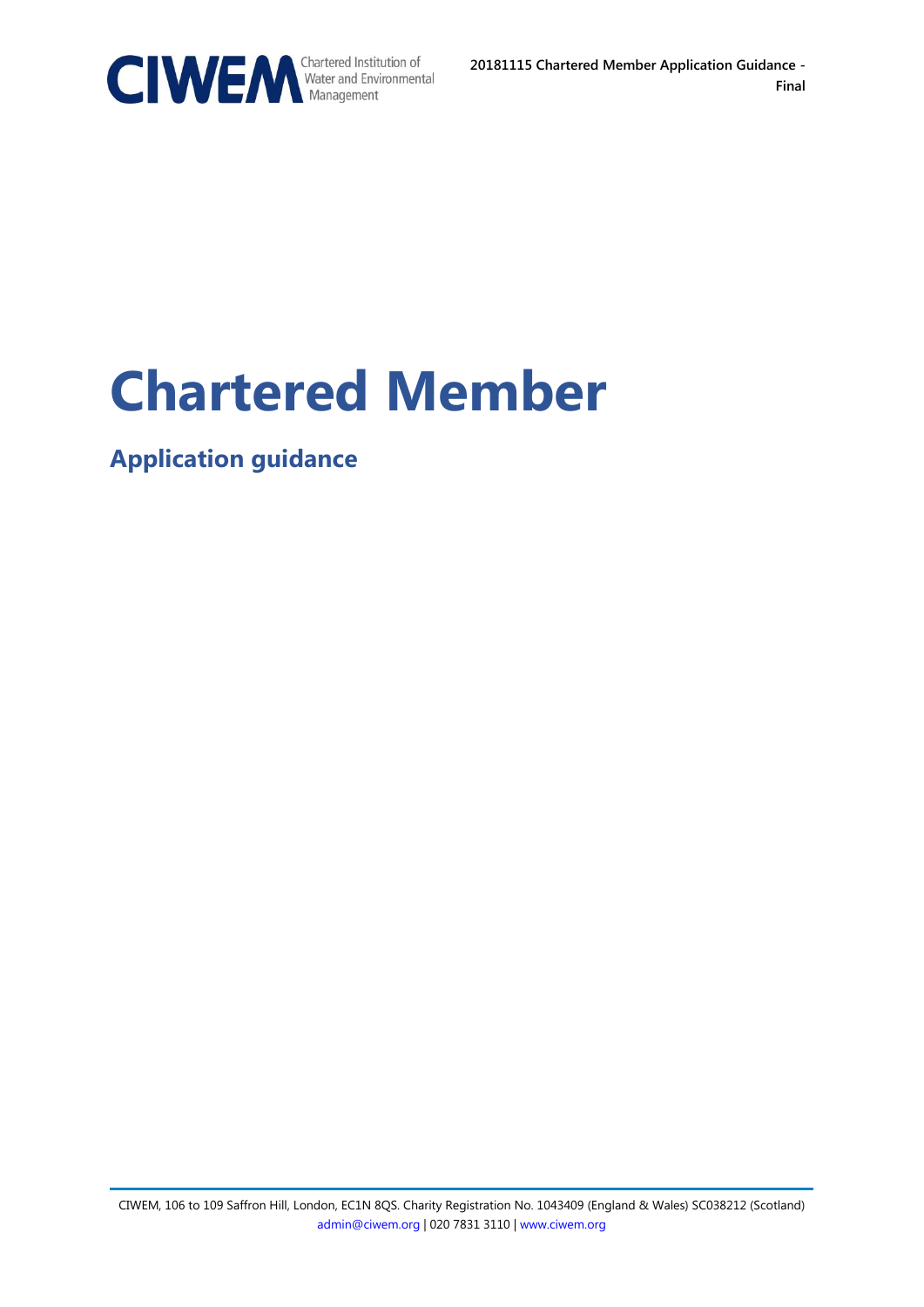# Chartered Member

## Application guidance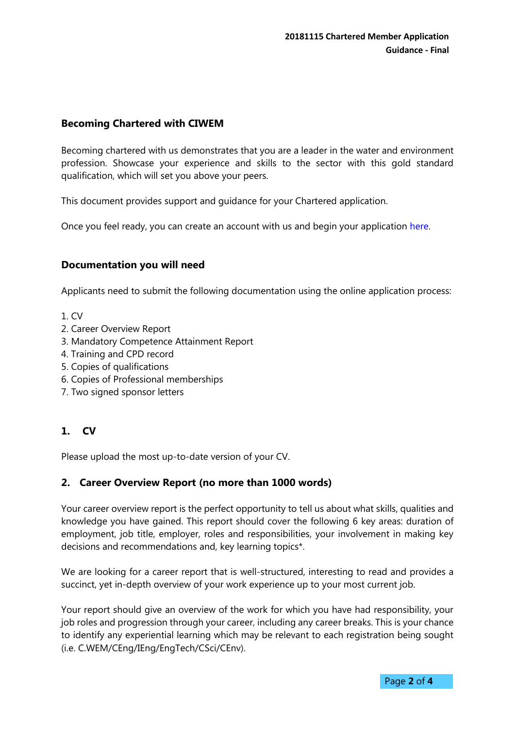## Becoming Chartered with CIWEM

Becoming chartered with us demonstrates that you are a leader in the water and environment profession. Showcase your experience and skills to the sector with this gold standard qualification, which will set you above your peers.

This document provides support and guidance for your Chartered application.

Once you feel ready, you can create an account with us and begin your application here.

## Documentation you will need

Applicants need to submit the following documentation using the online application process:

1. CV
2. Career Overview Report
3. Mandatory Competence Attainment Report
4. Training and CPD record
5. Copies of qualifications
6. Copies of Professional memberships
7. Two signed sponsor letters

## 1. CV

Please upload the most up-to-date version of your CV.

### 2. Career Overview Report (no more than 1000 words)

Your career overview report is the perfect opportunity to tell us about what skills, qualities and knowledge you have gained. This report should cover the following 6 key areas: duration of employment, job title, employer, roles and responsibilities, your involvement in making key decisions and recommendations and, key learning topics*.

We are looking for a career report that is well-structured, interesting to read and provides a succinct, yet in-depth overview of your work experience up to your most current job.

Your report should give an overview of the work for which you have had responsibility, your job roles and progression through your career, including any career breaks. This is your chance to identify any experiential learning which may be relevant to each registration being sought (i.e. C.WEM/CEng/IEng/EngTech/CSci/CEnv).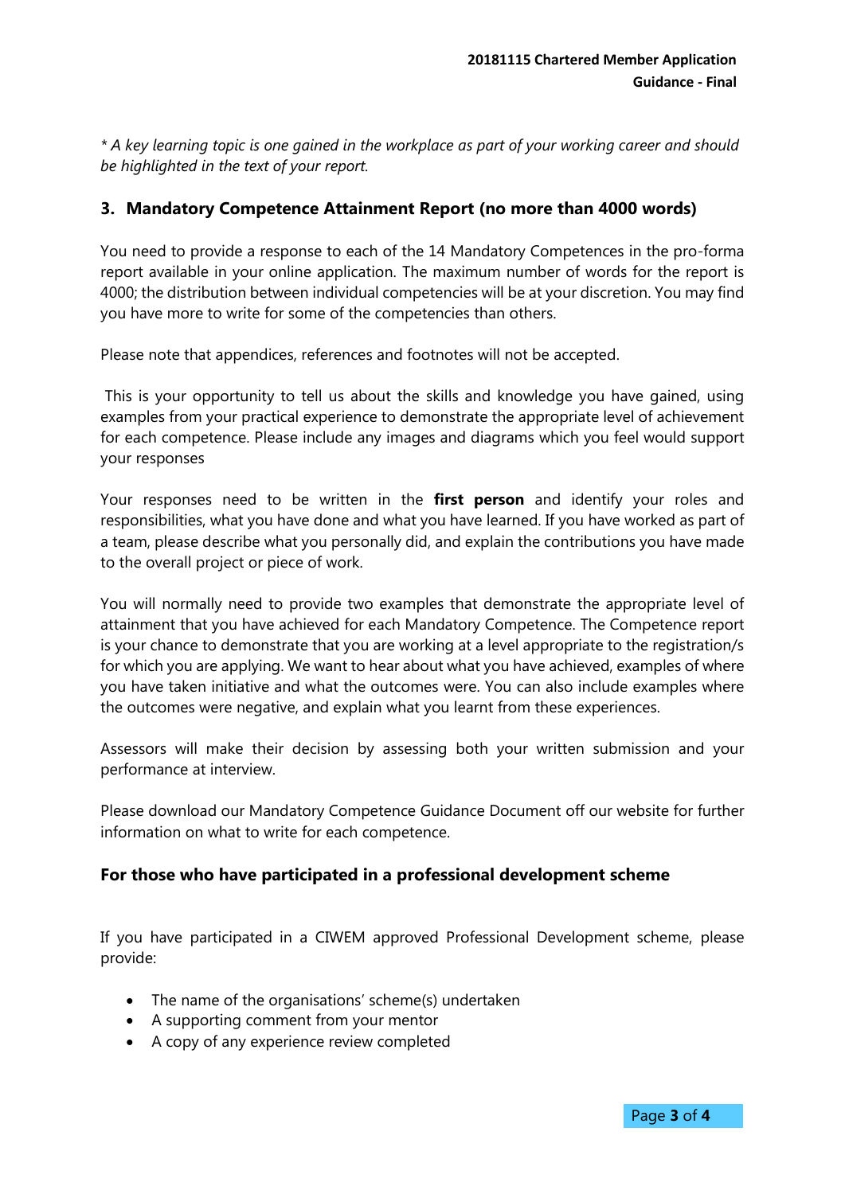*\* A key learning topic is one gained in the workplace as part of your working career and should be highlighted in the text of your report.*

## 3. Mandatory Competence Attainment Report (no more than 4000 words)

You need to provide a response to each of the 14 Mandatory Competences in the pro-forma report available in your online application. The maximum number of words for the report is 4000; the distribution between individual competencies will be at your discretion. You may find you have more to write for some of the competencies than others.

Please note that appendices, references and footnotes will not be accepted.

This is your opportunity to tell us about the skills and knowledge you have gained, using examples from your practical experience to demonstrate the appropriate level of achievement for each competence. Please include any images and diagrams which you feel would support your responses

Your responses need to be written in the **first person** and identify your roles and responsibilities, what you have done and what you have learned. If you have worked as part of a team, please describe what you personally did, and explain the contributions you have made to the overall project or piece of work.

You will normally need to provide two examples that demonstrate the appropriate level of attainment that you have achieved for each Mandatory Competence. The Competence report is your chance to demonstrate that you are working at a level appropriate to the registration/s for which you are applying. We want to hear about what you have achieved, examples of where you have taken initiative and what the outcomes were. You can also include examples where the outcomes were negative, and explain what you learnt from these experiences.

Assessors will make their decision by assessing both your written submission and your performance at interview.

Please download our Mandatory Competence Guidance Document off our website for further information on what to write for each competence.

### For those who have participated in a professional development scheme

If you have participated in a CIWEM approved Professional Development scheme, please provide:

- The name of the organisations' scheme(s) undertaken
- A supporting comment from your mentor
- A copy of any experience review completed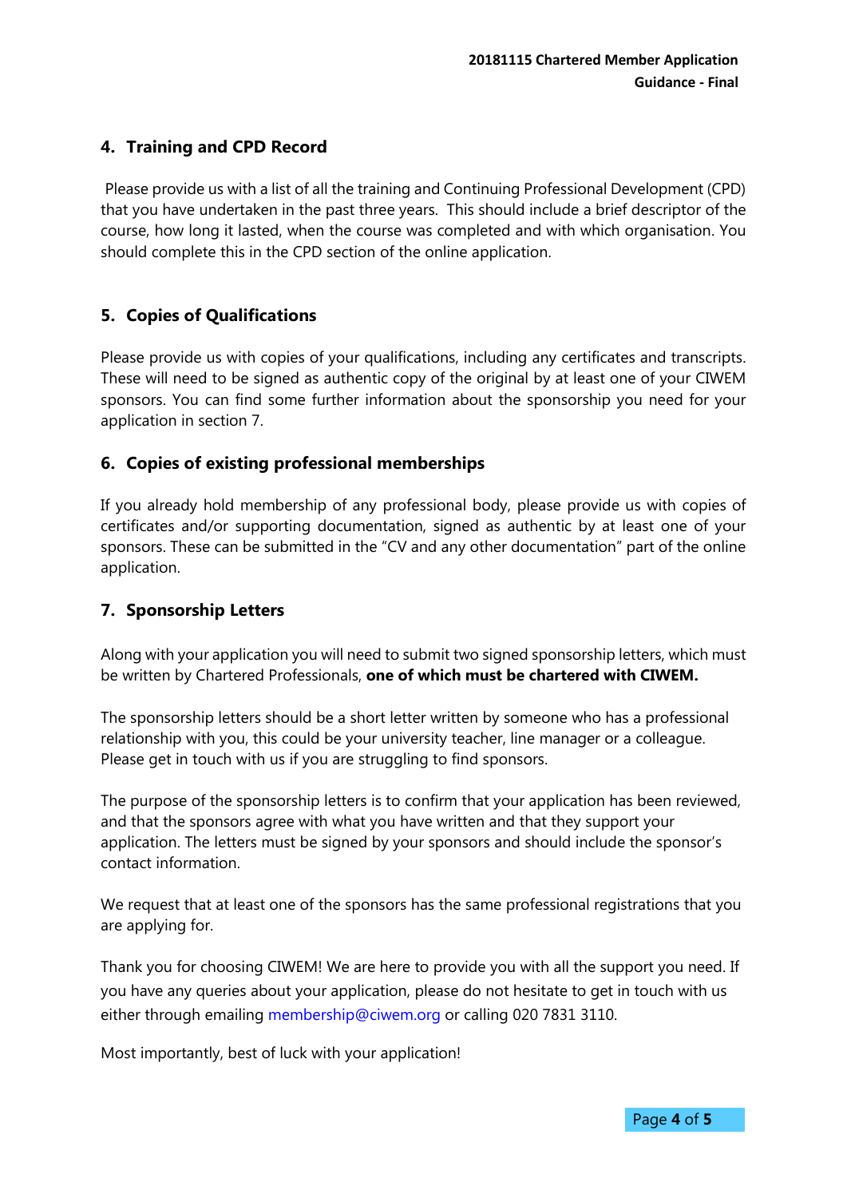## 4. Training and CPD Record

Please provide us with a list of all the training and Continuing Professional Development (CPD) that you have undertaken in the past three years. This should include a brief descriptor of the course, how long it lasted, when the course was completed and with which organisation. You should complete this in the CPD section of the online application.

## 5. Copies of Qualifications

Please provide us with copies of your qualifications, including any certificates and transcripts. These will need to be signed as authentic copy of the original by at least one of your CIWEM sponsors. You can find some further information about the sponsorship you need for your application in section 7.

## 6. Copies of existing professional memberships

If you already hold membership of any professional body, please provide us with copies of certificates and/or supporting documentation, signed as authentic by at least one of your sponsors. These can be submitted in the "CV and any other documentation" part of the online application.

## 7. Sponsorship Letters

Along with your application you will need to submit two signed sponsorship letters, which must be written by Chartered Professionals, **one of which must be chartered with CIWEM.**

The sponsorship letters should be a short letter written by someone who has a professional relationship with you, this could be your university teacher, line manager or a colleague. Please get in touch with us if you are struggling to find sponsors.

The purpose of the sponsorship letters is to confirm that your application has been reviewed, and that the sponsors agree with what you have written and that they support your application. The letters must be signed by your sponsors and should include the sponsor's contact information.

We request that at least one of the sponsors has the same professional registrations that you are applying for.

Thank you for choosing CIWEM! We are here to provide you with all the support you need. If you have any queries about your application, please do not hesitate to get in touch with us either through emailing membership@ciwem.org or calling 020 7831 3110.

Most importantly, best of luck with your application!